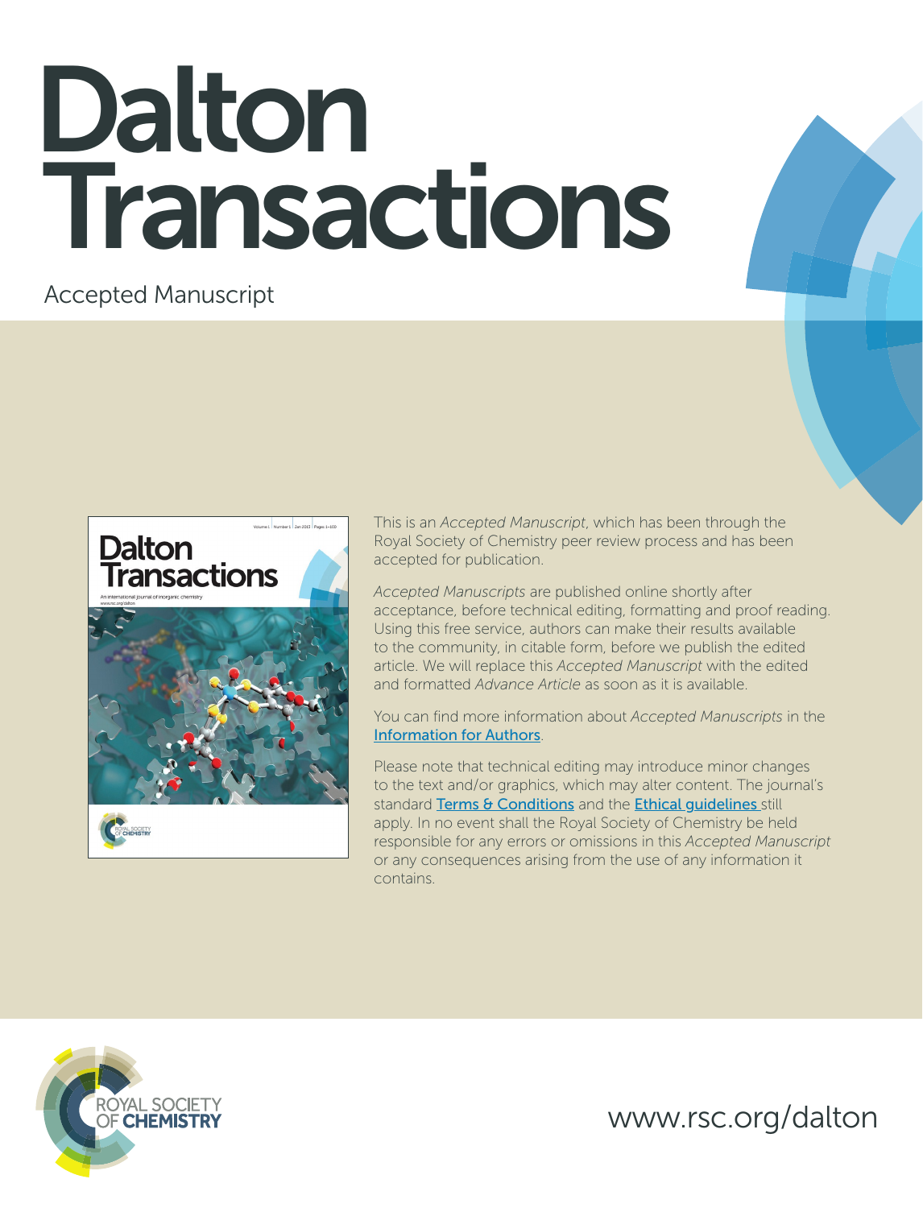# Dalton Transactions

Accepted Manuscript

This is an *Accepted Manuscript*, which has been through the Royal Society of Chemistry peer review process and has been accepted for publication.

*Accepted Manuscripts* are published online shortly after acceptance, before technical editing, formatting and proof reading. Using this free service, authors can make their results available to the community, in citable form, before we publish the edited article. We will replace this *Accepted Manuscript* with the edited and formatted *Advance Article* as soon as it is available.

You can find more information about *Accepted Manuscripts* in the Information for Authors.

Please note that technical editing may introduce minor changes to the text and/or graphics, which may alter content. The journal's standard Terms & Conditions and the Ethical guidelines still apply. In no event shall the Royal Society of Chemistry be held responsible for any errors or omissions in this *Accepted Manuscript* or any consequences arising from the use of any information it contains.

ROYAL SOCIETY OF CHEMISTRY

www.rsc.org/dalton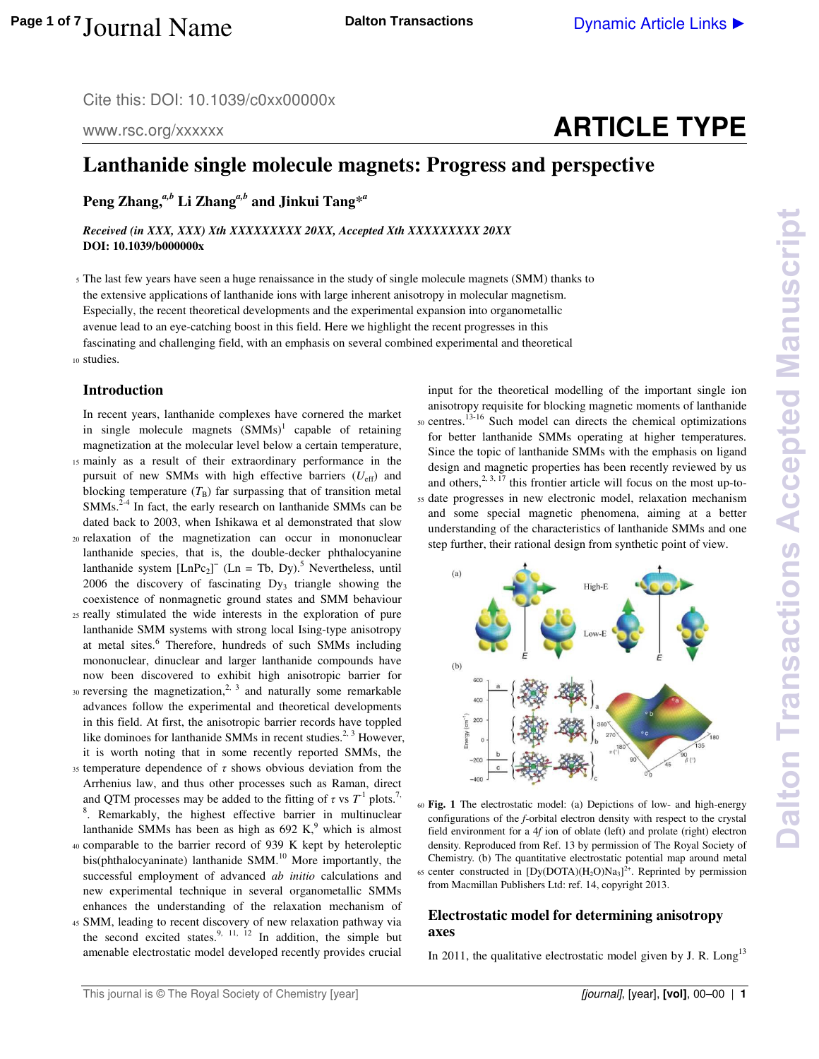# Lanthanide single molecule magnets: Progress and perspective

**Peng Zhang,[a,b] Li Zhang[a,b] and Jinkui Tang*[a]**

***Received (in XXX, XXX) Xth XXXXXXXXX 20XX, Accepted Xth XXXXXXXXX 20XX***
**DOI: 10.1039/b000000x**

The last few years have seen a huge renaissance in the study of single molecule magnets (SMM) thanks to the extensive applications of lanthanide ions with large inherent anisotropy in molecular magnetism. Especially, the recent theoretical developments and the experimental expansion into organometallic avenue lead to an eye-catching boost in this field. Here we highlight the recent progresses in this fascinating and challenging field, with an emphasis on several combined experimental and theoretical studies.

## Introduction

In recent years, lanthanide complexes have cornered the market in single molecule magnets (SMMs)[1] capable of retaining magnetization at the molecular level below a certain temperature, mainly as a result of their extraordinary performance in the pursuit of new SMMs with high effective barriers ($U_{eff}$) and blocking temperature ($T_B$) far surpassing that of transition metal SMMs.[2-4] In fact, the early research on lanthanide SMMs can be dated back to 2003, when Ishikawa et al demonstrated that slow relaxation of the magnetization can occur in mononuclear lanthanide species, that is, the double-decker phthalocyanine lanthanide system $[LnPc_2]^-$ (Ln = Tb, Dy).[5] Nevertheless, until 2006 the discovery of fascinating $Dy_3$ triangle showing the coexistence of nonmagnetic ground states and SMM behaviour really stimulated the wide interests in the exploration of pure lanthanide SMM systems with strong local Ising-type anisotropy at metal sites.[6] Therefore, hundreds of such SMMs including mononuclear, dinuclear and larger lanthanide compounds have now been discovered to exhibit high anisotropic barrier for reversing the magnetization,[2, 3] and naturally some remarkable advances follow the experimental and theoretical developments in this field. At first, the anisotropic barrier records have toppled like dominoes for lanthanide SMMs in recent studies.[2, 3] However, it is worth noting that in some recently reported SMMs, the temperature dependence of $\tau$ shows obvious deviation from the Arrhenius law, and thus other processes such as Raman, direct and QTM processes may be added to the fitting of $\tau$ vs $T^{-1}$ plots.[7, 8] Remarkably, the highest effective barrier in multinuclear lanthanide SMMs has been as high as 692 K,[9] which is almost comparable to the barrier record of 939 K kept by heteroleptic bis(phthalocyaninate) lanthanide SMM.[10] More importantly, the successful employment of advanced *ab initio* calculations and new experimental technique in several organometallic SMMs enhances the understanding of the relaxation mechanism of SMM, leading to recent discovery of new relaxation pathway via the second excited states.[9, 11, 12] In addition, the simple but amenable electrostatic model developed recently provides crucial input for the theoretical modelling of the important single ion anisotropy requisite for blocking magnetic moments of lanthanide centres.[13-16] Such model can directs the chemical optimizations for better lanthanide SMMs operating at higher temperatures. Since the topic of lanthanide SMMs with the emphasis on ligand design and magnetic properties has been recently reviewed by us and others,[2, 3, 17] this frontier article will focus on the most up-to-date progresses in new electronic model, relaxation mechanism and some special magnetic phenomena, aiming at a better understanding of the characteristics of lanthanide SMMs and one step further, their rational design from synthetic point of view.

**Fig. 1** The electrostatic model: (a) Depictions of low- and high-energy configurations of the *f*-orbital electron density with respect to the crystal field environment for a 4*f* ion of oblate (left) and prolate (right) electron density. Reproduced from Ref. 13 by permission of The Royal Society of Chemistry. (b) The quantitative electrostatic potential map around metal center constructed in $[Dy(DOTA)(H_2O)Na_3]^{2+}$. Reprinted by permission from Macmillan Publishers Ltd: ref. 14, copyright 2013.

## Electrostatic model for determining anisotropy axes

In 2011, the qualitative electrostatic model given by J. R. Long[13]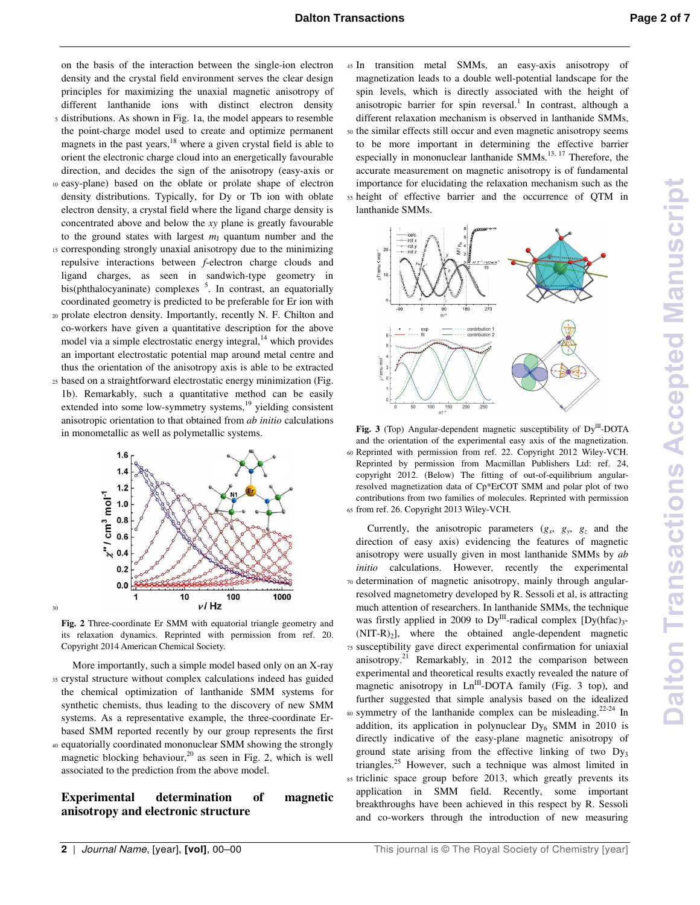on the basis of the interaction between the single-ion electron density and the crystal field environment serves the clear design principles for maximizing the unaxial magnetic anisotropy of different lanthanide ions with distinct electron density distributions. As shown in Fig. 1a, the model appears to resemble the point-charge model used to create and optimize permanent magnets in the past years,[18] where a given crystal field is able to orient the electronic charge cloud into an energetically favourable direction, and decides the sign of the anisotropy (easy-axis or easy-plane) based on the oblate or prolate shape of electron density distributions. Typically, for Dy or Tb ion with oblate electron density, a crystal field where the ligand charge density is concentrated above and below the *xy* plane is greatly favourable to the ground states with largest $m_J$ quantum number and the corresponding strongly unaxial anisotropy due to the minimizing repulsive interactions between *f*-electron charge clouds and ligand charges, as seen in sandwich-type geometry in bis(phthalocyaninate) complexes [5]. In contrast, an equatorially coordinated geometry is predicted to be preferable for Er ion with prolate electron density. Importantly, recently N. F. Chilton and co-workers have given a quantitative description for the above model via a simple electrostatic energy integral,[14] which provides an important electrostatic potential map around metal centre and thus the orientation of the anisotropy axis is able to be extracted based on a straightforward electrostatic energy minimization (Fig. 1b). Remarkably, such a quantitative method can be easily extended into some low-symmetry systems,[19] yielding consistent anisotropic orientation to that obtained from *ab initio* calculations in monometallic as well as polymetallic systems.

**Fig. 2** Three-coordinate Er SMM with equatorial triangle geometry and its relaxation dynamics. Reprinted with permission from ref. 20. Copyright 2014 American Chemical Society.

More importantly, such a simple model based only on an X-ray crystal structure without complex calculations indeed has guided the chemical optimization of lanthanide SMM systems for synthetic chemists, thus leading to the discovery of new SMM systems. As a representative example, the three-coordinate Er-based SMM reported recently by our group represents the first equatorially coordinated mononuclear SMM showing the strongly magnetic blocking behaviour,[20] as seen in Fig. 2, which is well associated to the prediction from the above model.

## Experimental determination of magnetic anisotropy and electronic structure

In transition metal SMMs, an easy-axis anisotropy of magnetization leads to a double well-potential landscape for the spin levels, which is directly associated with the height of anisotropic barrier for spin reversal.[1] In contrast, although a different relaxation mechanism is observed in lanthanide SMMs, the similar effects still occur and even magnetic anisotropy seems to be more important in determining the effective barrier especially in mononuclear lanthanide SMMs.[13, 17] Therefore, the accurate measurement on magnetic anisotropy is of fundamental importance for elucidating the relaxation mechanism such as the height of effective barrier and the occurrence of QTM in lanthanide SMMs.

**Fig. 3** (Top) Angular-dependent magnetic susceptibility of $Dy^{III}$-DOTA and the orientation of the experimental easy axis of the magnetization. Reprinted with permission from ref. 22. Copyright 2012 Wiley-VCH. Reprinted by permission from Macmillan Publishers Ltd: ref. 24, copyright 2012. (Below) The fitting of out-of-equilibrium angular-resolved magnetization data of Cp*ErCOT SMM and polar plot of two contributions from two families of molecules. Reprinted with permission from ref. 26. Copyright 2013 Wiley-VCH.

Currently, the anisotropic parameters ($g_x$, $g_y$, $g_z$ and the direction of easy axis) evidencing the features of magnetic anisotropy were usually given in most lanthanide SMMs by *ab initio* calculations. However, recently the experimental determination of magnetic anisotropy, mainly through angular-resolved magnetometry developed by R. Sessoli et al, is attracting much attention of researchers. In lanthanide SMMs, the technique was firstly applied in 2009 to $Dy^{III}$-radical complex $[Dy(hfac)_3(NIT\text{-}R)_2]$, where the obtained angle-dependent magnetic susceptibility gave direct experimental confirmation for uniaxial anisotropy.[21] Remarkably, in 2012 the comparison between experimental and theoretical results exactly revealed the nature of magnetic anisotropy in $Ln^{III}$-DOTA family (Fig. 3 top), and further suggested that simple analysis based on the idealized symmetry of the lanthanide complex can be misleading.[22-24] In addition, its application in polynuclear $Dy_6$ SMM in 2010 is directly indicative of the easy-plane magnetic anisotropy of ground state arising from the effective linking of two $Dy_3$ triangles.[25] However, such a technique was almost limited in triclinic space group before 2013, which greatly prevents its application in SMM field. Recently, some important breakthroughs have been achieved in this respect by R. Sessoli and co-workers through the introduction of new measuring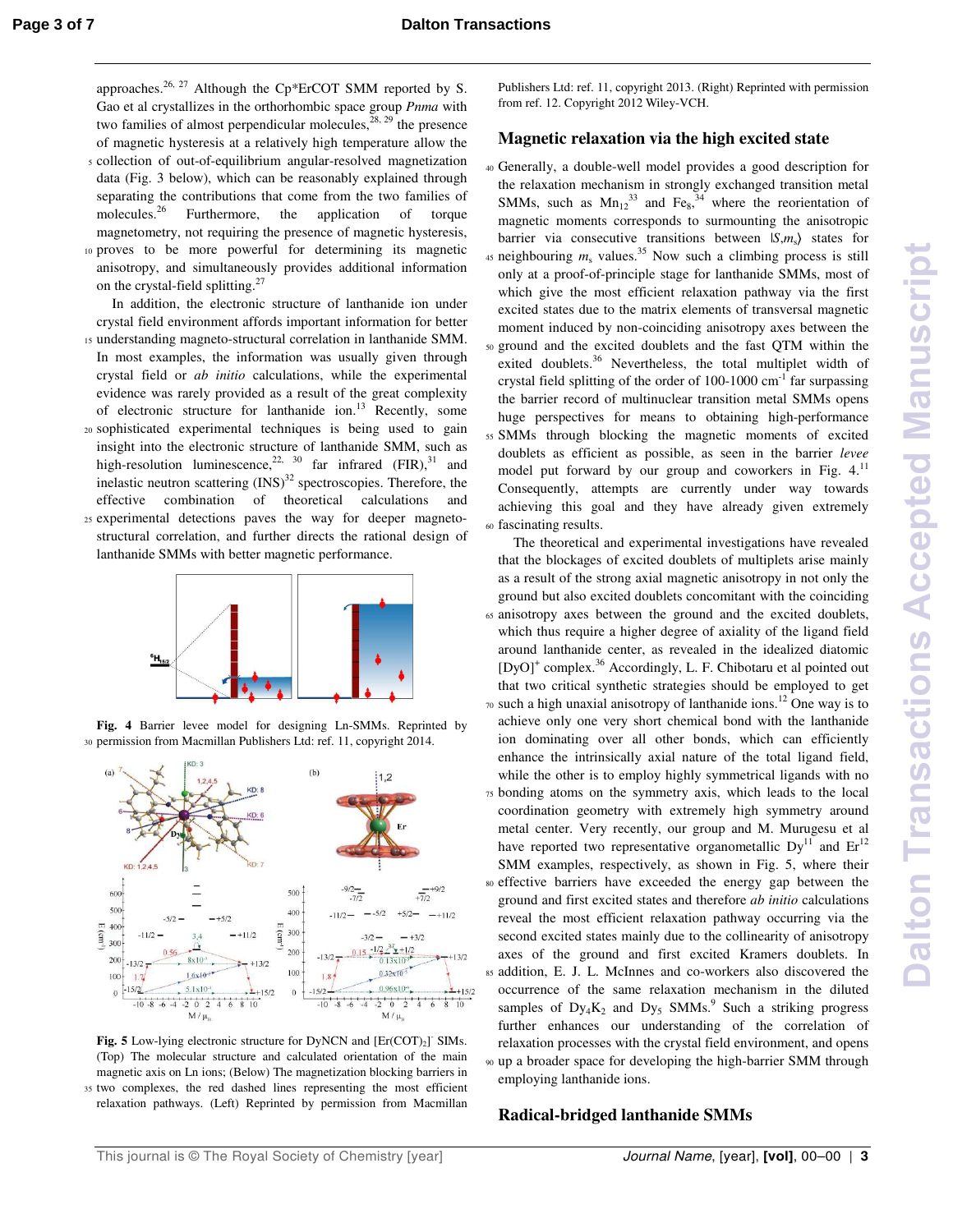approaches.[26, 27] Although the Cp*ErCOT SMM reported by S. Gao et al crystallizes in the orthorhombic space group *Pnma* with two families of almost perpendicular molecules,[28, 29] the presence of magnetic hysteresis at a relatively high temperature allow the collection of out-of-equilibrium angular-resolved magnetization data (Fig. 3 below), which can be reasonably explained through separating the contributions that come from the two families of molecules.[26] Furthermore, the application of torque magnetometry, not requiring the presence of magnetic hysteresis, proves to be more powerful for determining its magnetic anisotropy, and simultaneously provides additional information on the crystal-field splitting.[27]

In addition, the electronic structure of lanthanide ion under crystal field environment affords important information for better understanding magneto-structural correlation in lanthanide SMM. In most examples, the information was usually given through crystal field or *ab initio* calculations, while the experimental evidence was rarely provided as a result of the great complexity of electronic structure for lanthanide ion.[13] Recently, some sophisticated experimental techniques is being used to gain insight into the electronic structure of lanthanide SMM, such as high-resolution luminescence,[22, 30] far infrared (FIR),[31] and inelastic neutron scattering (INS)[32] spectroscopies. Therefore, the effective combination of theoretical calculations and experimental detections paves the way for deeper magneto-structural correlation, and further directs the rational design of lanthanide SMMs with better magnetic performance.

**Fig. 4** Barrier levee model for designing Ln-SMMs. Reprinted by permission from Macmillan Publishers Ltd: ref. 11, copyright 2014.

**Fig. 5** Low-lying electronic structure for DyNCN and $[Er(COT)_2]^-$ SIMs. (Top) The molecular structure and calculated orientation of the main magnetic axis on Ln ions; (Below) The magnetization blocking barriers in two complexes, the red dashed lines representing the most efficient relaxation pathways. (Left) Reprinted by permission from Macmillan Publishers Ltd: ref. 11, copyright 2013. (Right) Reprinted with permission from ref. 12. Copyright 2012 Wiley-VCH.

## Magnetic relaxation via the high excited state

Generally, a double-well model provides a good description for the relaxation mechanism in strongly exchanged transition metal SMMs, such as $Mn_{12}$[33] and $Fe_8$,[34] where the reorientation of magnetic moments corresponds to surmounting the anisotropic barrier via consecutive transitions between $|S,m_s\rangle$ states for neighbouring $m_s$ values.[35] Now such a climbing process is still only at a proof-of-principle stage for lanthanide SMMs, most of which give the most efficient relaxation pathway via the first excited states due to the matrix elements of transversal magnetic moment induced by non-coinciding anisotropy axes between the ground and the excited doublets and the fast QTM within the exited doublets.[36] Nevertheless, the total multiplet width of crystal field splitting of the order of 100-1000 $cm^{-1}$ far surpassing the barrier record of multinuclear transition metal SMMs opens huge perspectives for means to obtaining high-performance SMMs through blocking the magnetic moments of excited doublets as efficient as possible, as seen in the barrier *levee* model put forward by our group and coworkers in Fig. 4.[11] Consequently, attempts are currently under way towards achieving this goal and they have already given extremely fascinating results.

The theoretical and experimental investigations have revealed that the blockages of excited doublets of multiplets arise mainly as a result of the strong axial magnetic anisotropy in not only the ground but also excited doublets concomitant with the coinciding anisotropy axes between the ground and the excited doublets, which thus require a higher degree of axiality of the ligand field around lanthanide center, as revealed in the idealized diatomic $[DyO]^+$ complex.[36] Accordingly, L. F. Chibotaru et al pointed out that two critical synthetic strategies should be employed to get such a high unaxial anisotropy of lanthanide ions.[12] One way is to achieve only one very short chemical bond with the lanthanide ion dominating over all other bonds, which can efficiently enhance the intrinsically axial nature of the total ligand field, while the other is to employ highly symmetrical ligands with no bonding atoms on the symmetry axis, which leads to the local coordination geometry with extremely high symmetry around metal center. Very recently, our group and M. Murugesu et al have reported two representative organometallic Dy[11] and Er[12] SMM examples, respectively, as shown in Fig. 5, where their effective barriers have exceeded the energy gap between the ground and first excited states and therefore *ab initio* calculations reveal the most efficient relaxation pathway occurring via the second excited states mainly due to the collinearity of anisotropy axes of the ground and first excited Kramers doublets. In addition, E. J. L. McInnes and co-workers also discovered the occurrence of the same relaxation mechanism in the diluted samples of $Dy_4K_2$ and $Dy_5$ SMMs.[9] Such a striking progress further enhances our understanding of the correlation of relaxation processes with the crystal field environment, and opens up a broader space for developing the high-barrier SMM through employing lanthanide ions.

## Radical-bridged lanthanide SMMs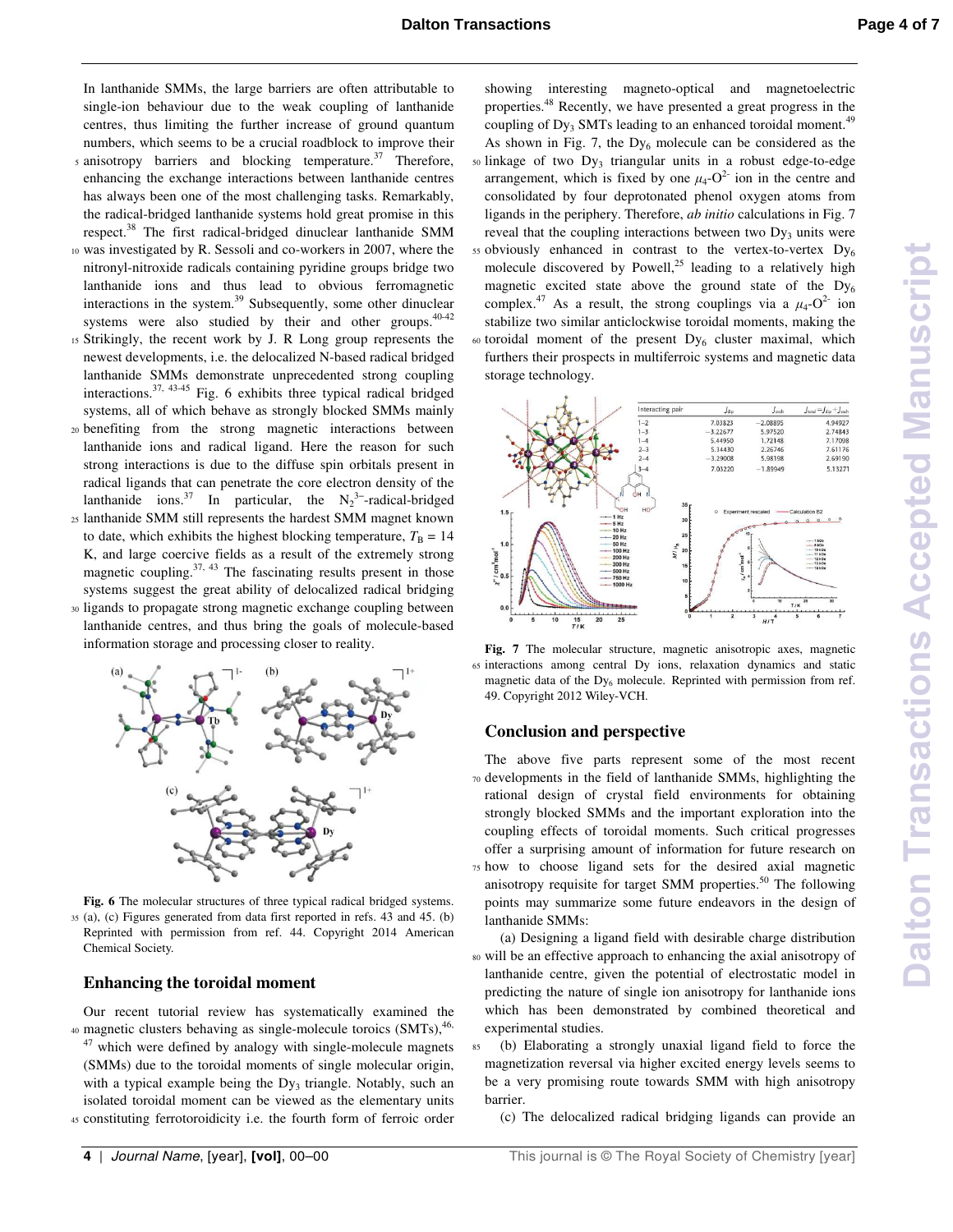In lanthanide SMMs, the large barriers are often attributable to single-ion behaviour due to the weak coupling of lanthanide centres, thus limiting the further increase of ground quantum numbers, which seems to be a crucial roadblock to improve their anisotropy barriers and blocking temperature.[37] Therefore, enhancing the exchange interactions between lanthanide centres has always been one of the most challenging tasks. Remarkably, the radical-bridged lanthanide systems hold great promise in this respect.[38] The first radical-bridged dinuclear lanthanide SMM was investigated by R. Sessoli and co-workers in 2007, where the nitronyl-nitroxide radicals containing pyridine groups bridge two lanthanide ions and thus lead to obvious ferromagnetic interactions in the system.[39] Subsequently, some other dinuclear systems were also studied by their and other groups.[40-42] Strikingly, the recent work by J. R Long group represents the newest developments, i.e. the delocalized N-based radical bridged lanthanide SMMs demonstrate unprecedented strong coupling interactions.[37, 43-45] Fig. 6 exhibits three typical radical bridged systems, all of which behave as strongly blocked SMMs mainly benefiting from the strong magnetic interactions between lanthanide ions and radical ligand. Here the reason for such strong interactions is due to the diffuse spin orbitals present in radical ligands that can penetrate the core electron density of the lanthanide ions.[37] In particular, the $N_2^{3-}$-radical-bridged lanthanide SMM still represents the hardest SMM magnet known to date, which exhibits the highest blocking temperature, $T_B$ = 14 K, and large coercive fields as a result of the extremely strong magnetic coupling.[37, 43] The fascinating results present in those systems suggest the great ability of delocalized radical bridging ligands to propagate strong magnetic exchange coupling between lanthanide centres, and thus bring the goals of molecule-based information storage and processing closer to reality.

**Fig. 6** The molecular structures of three typical radical bridged systems. (a), (c) Figures generated from data first reported in refs. 43 and 45. (b) Reprinted with permission from ref. 44. Copyright 2014 American Chemical Society.

## Enhancing the toroidal moment

Our recent tutorial review has systematically examined the magnetic clusters behaving as single-molecule toroics (SMTs),[46, 47] which were defined by analogy with single-molecule magnets (SMMs) due to the toroidal moments of single molecular origin, with a typical example being the $Dy_3$ triangle. Notably, such an isolated toroidal moment can be viewed as the elementary units constituting ferrotoroidicity i.e. the fourth form of ferroic order showing interesting magneto-optical and magnetoelectric properties.[48] Recently, we have presented a great progress in the coupling of $Dy_3$ SMTs leading to an enhanced toroidal moment.[49] As shown in Fig. 7, the $Dy_6$ molecule can be considered as the linkage of two $Dy_3$ triangular units in a robust edge-to-edge arrangement, which is fixed by one $\mu_4$-$O^{2-}$ ion in the centre and consolidated by four deprotonated phenol oxygen atoms from ligands in the periphery. Therefore, *ab initio* calculations in Fig. 7 reveal that the coupling interactions between two $Dy_3$ units were obviously enhanced in contrast to the vertex-to-vertex $Dy_6$ molecule discovered by Powell,[25] leading to a relatively high magnetic excited state above the ground state of the $Dy_6$ complex.[47] As a result, the strong couplings via a $\mu_4$-$O^{2-}$ ion stabilize two similar anticlockwise toroidal moments, making the toroidal moment of the present $Dy_6$ cluster maximal, which furthers their prospects in multiferroic systems and magnetic data storage technology.

| Interacting pair | $J_{dip}$ | $J_{exch}$ | $J_{total}=J_{dip}+J_{exch}$ |
|---|---|---|---|
| 1–2 | 7.03823 | −2.08895 | 4.94927 |
| 1–3 | −3.22677 | 5.97520 | 2.74843 |
| 1–4 | 5.44950 | 1.72148 | 7.17098 |
| 2–3 | 5.34430 | 2.26746 | 7.61176 |
| 2–4 | −3.29008 | 5.98198 | 2.69190 |
| 3–4 | 7.03220 | −1.89949 | 5.13271 |

**Fig. 7** The molecular structure, magnetic anisotropic axes, magnetic interactions among central Dy ions, relaxation dynamics and static magnetic data of the $Dy_6$ molecule. Reprinted with permission from ref. 49. Copyright 2012 Wiley-VCH.

## Conclusion and perspective

The above five parts represent some of the most recent developments in the field of lanthanide SMMs, highlighting the rational design of crystal field environments for obtaining strongly blocked SMMs and the important exploration into the coupling effects of toroidal moments. Such critical progresses offer a surprising amount of information for future research on how to choose ligand sets for the desired axial magnetic anisotropy requisite for target SMM properties.[50] The following points may summarize some future endeavors in the design of lanthanide SMMs:

(a) Designing a ligand field with desirable charge distribution will be an effective approach to enhancing the axial anisotropy of lanthanide centre, given the potential of electrostatic model in predicting the nature of single ion anisotropy for lanthanide ions which has been demonstrated by combined theoretical and experimental studies.

(b) Elaborating a strongly unaxial ligand field to force the magnetization reversal via higher excited energy levels seems to be a very promising route towards SMM with high anisotropy barrier.

(c) The delocalized radical bridging ligands can provide an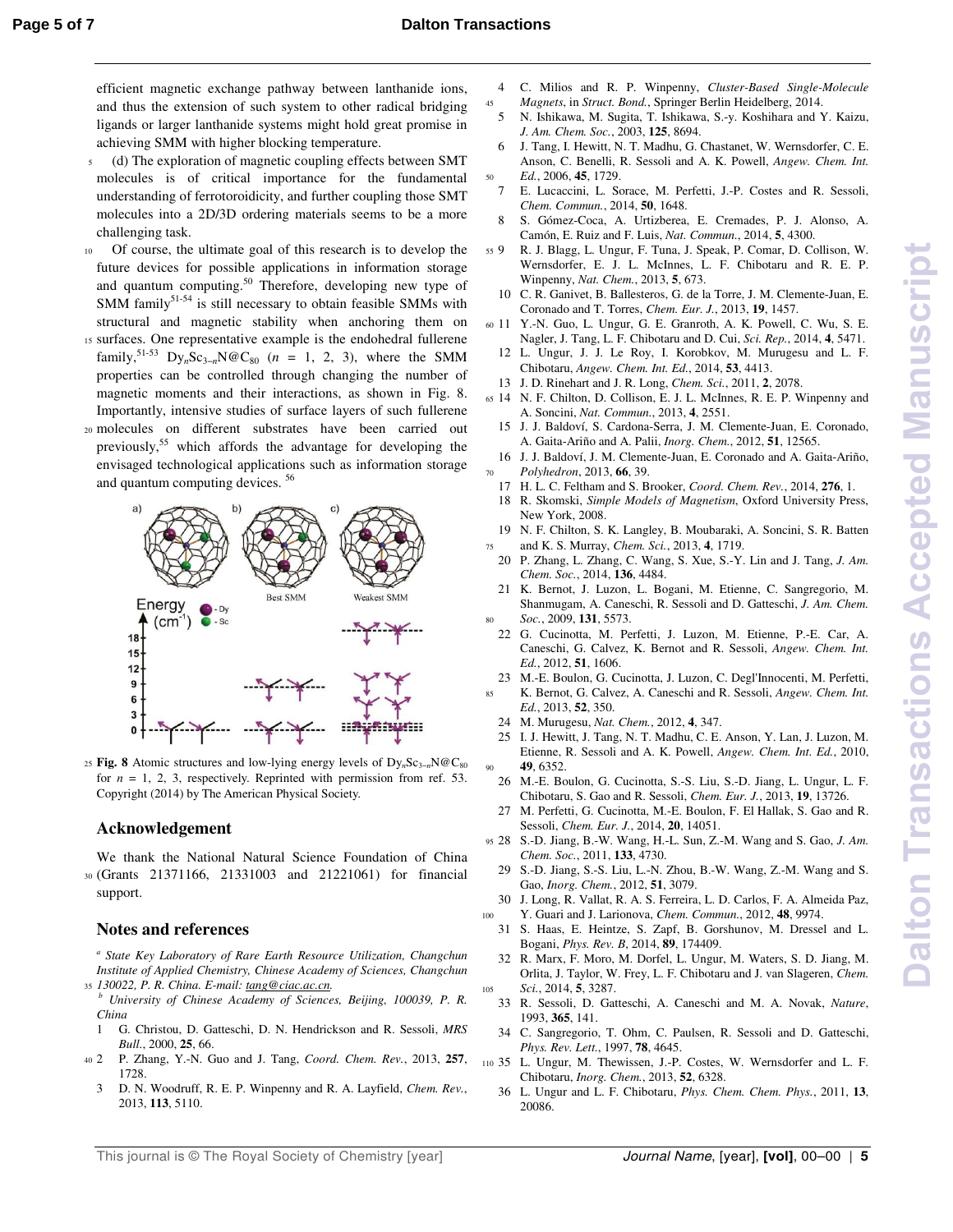efficient magnetic exchange pathway between lanthanide ions, and thus the extension of such system to other radical bridging ligands or larger lanthanide systems might hold great promise in achieving SMM with higher blocking temperature.

(d) The exploration of magnetic coupling effects between SMT molecules is of critical importance for the fundamental understanding of ferrotoroidicity, and further coupling those SMT molecules into a 2D/3D ordering materials seems to be a more challenging task.

Of course, the ultimate goal of this research is to develop the future devices for possible applications in information storage and quantum computing.[50] Therefore, developing new type of SMM family[51-54] is still necessary to obtain feasible SMMs with structural and magnetic stability when anchoring them on surfaces. One representative example is the endohedral fullerene family,[51-53] $Dy_nSc_{3-n}N@C_{80}$ ($n$ = 1, 2, 3), where the SMM properties can be controlled through changing the number of magnetic moments and their interactions, as shown in Fig. 8. Importantly, intensive studies of surface layers of such fullerene molecules on different substrates have been carried out previously,[55] which affords the advantage for developing the envisaged technological applications such as information storage and quantum computing devices.[56]

**Fig. 8** Atomic structures and low-lying energy levels of $Dy_nSc_{3-n}N@C_{80}$ for $n$ = 1, 2, 3, respectively. Reprinted with permission from ref. 53. Copyright (2014) by The American Physical Society.

## Acknowledgement

We thank the National Natural Science Foundation of China (Grants 21371166, 21331003 and 21221061) for financial support.

## Notes and references

[a] State Key Laboratory of Rare Earth Resource Utilization, Changchun Institute of Applied Chemistry, Chinese Academy of Sciences, Changchun 130022, P. R. China. E-mail: tang@ciac.ac.cn.

[b] University of Chinese Academy of Sciences, Beijing, 100039, P. R. China

1. G. Christou, D. Gatteschi, D. N. Hendrickson and R. Sessoli, *MRS Bull.*, 2000, **25**, 66.
2. P. Zhang, Y.-N. Guo and J. Tang, *Coord. Chem. Rev.*, 2013, **257**, 1728.
3. D. N. Woodruff, R. E. P. Winpenny and R. A. Layfield, *Chem. Rev.*, 2013, **113**, 5110.
4. C. Milios and R. P. Winpenny, *Cluster-Based Single-Molecule Magnets*, in *Struct. Bond.*, Springer Berlin Heidelberg, 2014.
5. N. Ishikawa, M. Sugita, T. Ishikawa, S.-y. Koshihara and Y. Kaizu, *J. Am. Chem. Soc.*, 2003, **125**, 8694.
6. J. Tang, I. Hewitt, N. T. Madhu, G. Chastanet, W. Wernsdorfer, C. E. Anson, C. Benelli, R. Sessoli and A. K. Powell, *Angew. Chem. Int. Ed.*, 2006, **45**, 1729.
7. E. Lucaccini, L. Sorace, M. Perfetti, J.-P. Costes and R. Sessoli, *Chem. Commun.*, 2014, **50**, 1648.
8. S. Gómez-Coca, A. Urtizberea, E. Cremades, P. J. Alonso, A. Camón, E. Ruiz and F. Luis, *Nat. Commun.*, 2014, **5**, 4300.
9. R. J. Blagg, L. Ungur, F. Tuna, J. Speak, P. Comar, D. Collison, W. Wernsdorfer, E. J. L. McInnes, L. F. Chibotaru and R. E. P. Winpenny, *Nat. Chem.*, 2013, **5**, 673.
10. C. R. Ganivet, B. Ballesteros, G. de la Torre, J. M. Clemente-Juan, E. Coronado and T. Torres, *Chem. Eur. J.*, 2013, **19**, 1457.
11. Y.-N. Guo, L. Ungur, G. E. Granroth, A. K. Powell, C. Wu, S. E. Nagler, J. Tang, L. F. Chibotaru and D. Cui, *Sci. Rep.*, 2014, **4**, 5471.
12. L. Ungur, J. J. Le Roy, I. Korobkov, M. Murugesu and L. F. Chibotaru, *Angew. Chem. Int. Ed.*, 2014, **53**, 4413.
13. J. D. Rinehart and J. R. Long, *Chem. Sci.*, 2011, **2**, 2078.
14. N. F. Chilton, D. Collison, E. J. L. McInnes, R. E. P. Winpenny and A. Soncini, *Nat. Commun.*, 2013, **4**, 2551.
15. J. J. Baldoví, S. Cardona-Serra, J. M. Clemente-Juan, E. Coronado, A. Gaita-Ariño and A. Palii, *Inorg. Chem.*, 2012, **51**, 12565.
16. J. J. Baldoví, J. M. Clemente-Juan, E. Coronado and A. Gaita-Ariño, *Polyhedron*, 2013, **66**, 39.
17. H. L. C. Feltham and S. Brooker, *Coord. Chem. Rev.*, 2014, **276**, 1.
18. R. Skomski, *Simple Models of Magnetism*, Oxford University Press, New York, 2008.
19. N. F. Chilton, S. K. Langley, B. Moubaraki, A. Soncini, S. R. Batten and K. S. Murray, *Chem. Sci.*, 2013, **4**, 1719.
20. P. Zhang, L. Zhang, C. Wang, S. Xue, S.-Y. Lin and J. Tang, *J. Am. Chem. Soc.*, 2014, **136**, 4484.
21. K. Bernot, J. Luzon, L. Bogani, M. Etienne, C. Sangregorio, M. Shanmugam, A. Caneschi, R. Sessoli and D. Gatteschi, *J. Am. Chem. Soc.*, 2009, **131**, 5573.
22. G. Cucinotta, M. Perfetti, J. Luzon, M. Etienne, P.-E. Car, A. Caneschi, G. Calvez, K. Bernot and R. Sessoli, *Angew. Chem. Int. Ed.*, 2012, **51**, 1606.
23. M.-E. Boulon, G. Cucinotta, J. Luzon, C. Degl'Innocenti, M. Perfetti, K. Bernot, G. Calvez, A. Caneschi and R. Sessoli, *Angew. Chem. Int. Ed.*, 2013, **52**, 350.
24. M. Murugesu, *Nat. Chem.*, 2012, **4**, 347.
25. I. J. Hewitt, J. Tang, N. T. Madhu, C. E. Anson, Y. Lan, J. Luzon, M. Etienne, R. Sessoli and A. K. Powell, *Angew. Chem. Int. Ed.*, 2010, **49**, 6352.
26. M.-E. Boulon, G. Cucinotta, S.-S. Liu, S.-D. Jiang, L. Ungur, L. F. Chibotaru, S. Gao and R. Sessoli, *Chem. Eur. J.*, 2013, **19**, 13726.
27. M. Perfetti, G. Cucinotta, M.-E. Boulon, F. El Hallak, S. Gao and R. Sessoli, *Chem. Eur. J.*, 2014, **20**, 14051.
28. S.-D. Jiang, B.-W. Wang, H.-L. Sun, Z.-M. Wang and S. Gao, *J. Am. Chem. Soc.*, 2011, **133**, 4730.
29. S.-D. Jiang, S.-S. Liu, L.-N. Zhou, B.-W. Wang, Z.-M. Wang and S. Gao, *Inorg. Chem.*, 2012, **51**, 3079.
30. J. Long, R. Vallat, R. A. S. Ferreira, L. D. Carlos, F. A. Almeida Paz, Y. Guari and J. Larionova, *Chem. Commun.*, 2012, **48**, 9974.
31. S. Haas, E. Heintze, S. Zapf, B. Gorshunov, M. Dressel and L. Bogani, *Phys. Rev. B*, 2014, **89**, 174409.
32. R. Marx, F. Moro, M. Dorfel, L. Ungur, M. Waters, S. D. Jiang, M. Orlita, J. Taylor, W. Frey, L. F. Chibotaru and J. van Slageren, *Chem. Sci.*, 2014, **5**, 3287.
33. R. Sessoli, D. Gatteschi, A. Caneschi and M. A. Novak, *Nature*, 1993, **365**, 141.
34. C. Sangregorio, T. Ohm, C. Paulsen, R. Sessoli and D. Gatteschi, *Phys. Rev. Lett.*, 1997, **78**, 4645.
35. L. Ungur, M. Thewissen, J.-P. Costes, W. Wernsdorfer and L. F. Chibotaru, *Inorg. Chem.*, 2013, **52**, 6328.
36. L. Ungur and L. F. Chibotaru, *Phys. Chem. Chem. Phys.*, 2011, **13**, 20086.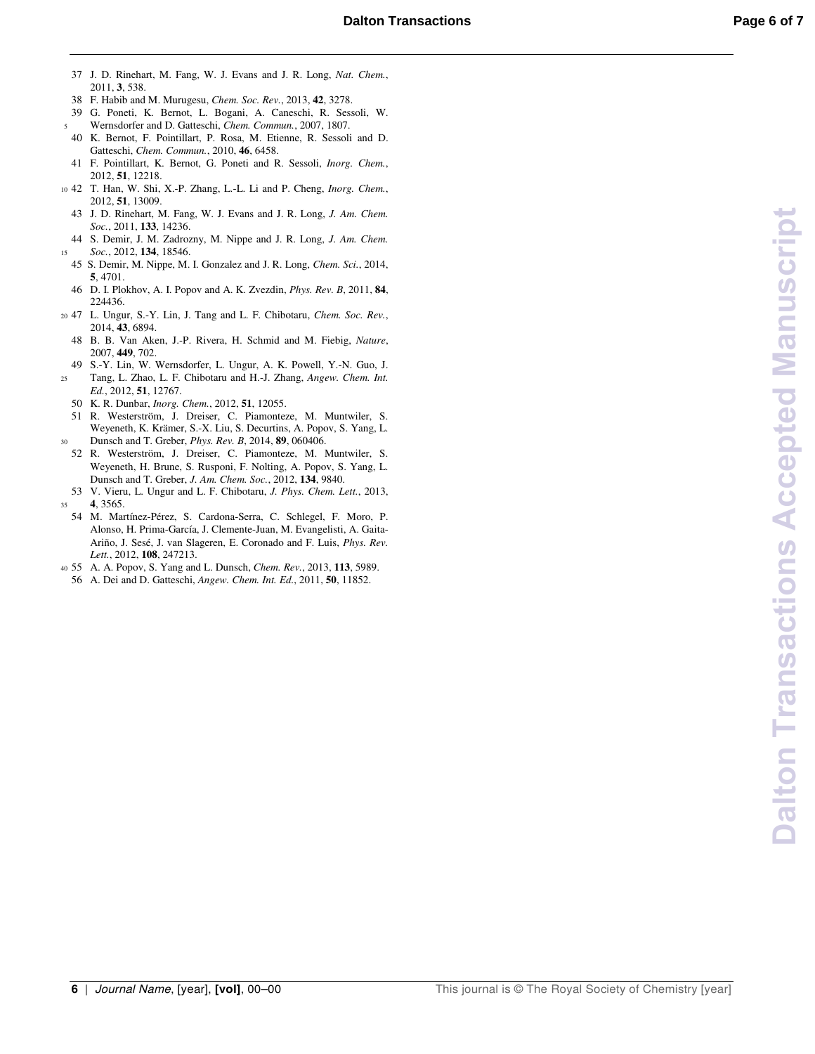37 J. D. Rinehart, M. Fang, W. J. Evans and J. R. Long, *Nat. Chem.*, 2011, **3**, 538.

38 F. Habib and M. Murugesu, *Chem. Soc. Rev.*, 2013, **42**, 3278.

39 G. Poneti, K. Bernot, L. Bogani, A. Caneschi, R. Sessoli, W. Wernsdorfer and D. Gatteschi, *Chem. Commun.*, 2007, 1807.

40 K. Bernot, F. Pointillart, P. Rosa, M. Etienne, R. Sessoli and D. Gatteschi, *Chem. Commun.*, 2010, **46**, 6458.

41 F. Pointillart, K. Bernot, G. Poneti and R. Sessoli, *Inorg. Chem.*, 2012, **51**, 12218.

42 T. Han, W. Shi, X.-P. Zhang, L.-L. Li and P. Cheng, *Inorg. Chem.*, 2012, **51**, 13009.

43 J. D. Rinehart, M. Fang, W. J. Evans and J. R. Long, *J. Am. Chem. Soc.*, 2011, **133**, 14236.

44 S. Demir, J. M. Zadrozny, M. Nippe and J. R. Long, *J. Am. Chem. Soc.*, 2012, **134**, 18546.

45 S. Demir, M. Nippe, M. I. Gonzalez and J. R. Long, *Chem. Sci.*, 2014, **5**, 4701.

46 D. I. Plokhov, A. I. Popov and A. K. Zvezdin, *Phys. Rev. B*, 2011, **84**, 224436.

47 L. Ungur, S.-Y. Lin, J. Tang and L. F. Chibotaru, *Chem. Soc. Rev.*, 2014, **43**, 6894.

48 B. B. Van Aken, J.-P. Rivera, H. Schmid and M. Fiebig, *Nature*, 2007, **449**, 702.

49 S.-Y. Lin, W. Wernsdorfer, L. Ungur, A. K. Powell, Y.-N. Guo, J. Tang, L. Zhao, L. F. Chibotaru and H.-J. Zhang, *Angew. Chem. Int. Ed.*, 2012, **51**, 12767.

50 K. R. Dunbar, *Inorg. Chem.*, 2012, **51**, 12055.

51 R. Westerström, J. Dreiser, C. Piamonteze, M. Muntwiler, S. Weyeneth, K. Krämer, S.-X. Liu, S. Decurtins, A. Popov, S. Yang, L. Dunsch and T. Greber, *Phys. Rev. B*, 2014, **89**, 060406.

52 R. Westerström, J. Dreiser, C. Piamonteze, M. Muntwiler, S. Weyeneth, H. Brune, S. Rusponi, F. Nolting, A. Popov, S. Yang, L. Dunsch and T. Greber, *J. Am. Chem. Soc.*, 2012, **134**, 9840.

53 V. Vieru, L. Ungur and L. F. Chibotaru, *J. Phys. Chem. Lett.*, 2013, **4**, 3565.

54 M. Martínez-Pérez, S. Cardona-Serra, C. Schlegel, F. Moro, P. Alonso, H. Prima-García, J. Clemente-Juan, M. Evangelisti, A. Gaita-Ariño, J. Sesé, J. van Slageren, E. Coronado and F. Luis, *Phys. Rev. Lett.*, 2012, **108**, 247213.

55 A. A. Popov, S. Yang and L. Dunsch, *Chem. Rev.*, 2013, **113**, 5989.

56 A. Dei and D. Gatteschi, *Angew. Chem. Int. Ed.*, 2011, **50**, 11852.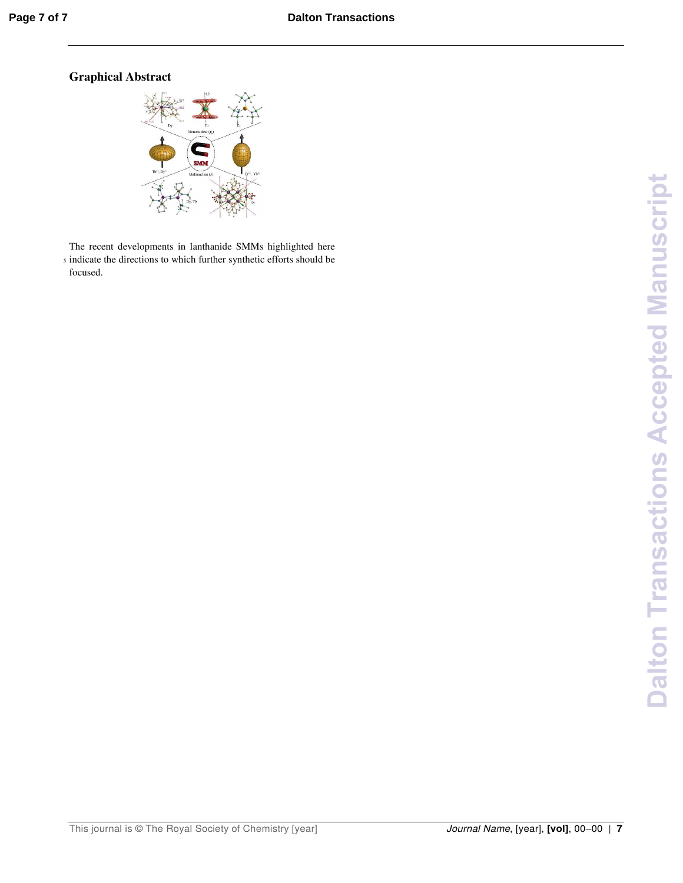## Graphical Abstract

Dy

Er

Monomuclear ($g_z$)

Er

SMM

$Tb^{3+}$, $Dy^{3+}$

Multinuclear ($J$)

$Er^{3+}$, $Yb^{3+}$

Dy, Tb

Dy

The recent developments in lanthanide SMMs highlighted here indicate the directions to which further synthetic efforts should be focused.